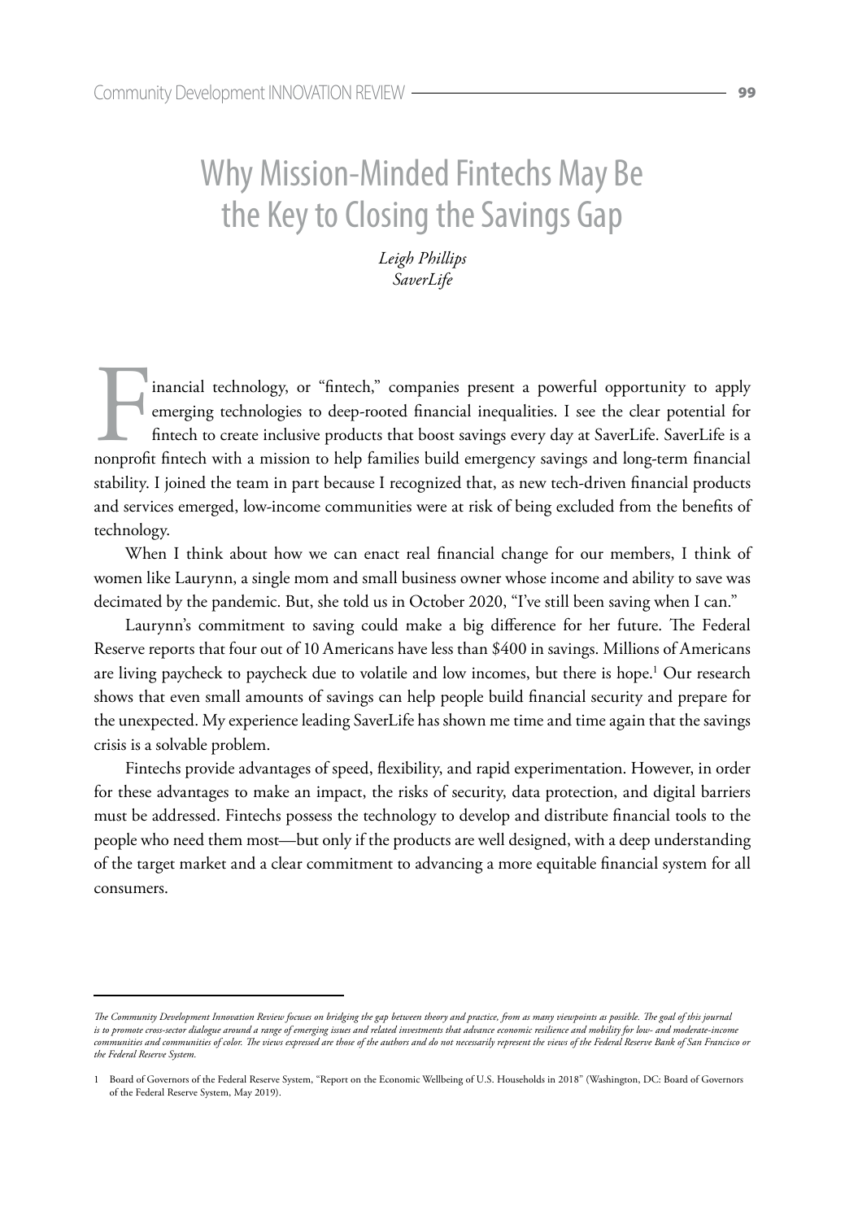# Why Mission-Minded Fintechs May Be the Key to Closing the Savings Gap

*Leigh Phillips*
*SaverLife*

Financial technology, or "fintech," companies present a powerful opportunity to apply emerging technologies to deep-rooted financial inequalities. I see the clear potential for fintech to create inclusive products that boost savings every day at SaverLife. SaverLife is a nonprofit fintech with a mission to help families build emergency savings and long-term financial stability. I joined the team in part because I recognized that, as new tech-driven financial products and services emerged, low-income communities were at risk of being excluded from the benefits of technology.

When I think about how we can enact real financial change for our members, I think of women like Laurynn, a single mom and small business owner whose income and ability to save was decimated by the pandemic. But, she told us in October 2020, "I've still been saving when I can."

Laurynn's commitment to saving could make a big difference for her future. The Federal Reserve reports that four out of 10 Americans have less than $400 in savings. Millions of Americans are living paycheck to paycheck due to volatile and low incomes, but there is hope.[1] Our research shows that even small amounts of savings can help people build financial security and prepare for the unexpected. My experience leading SaverLife has shown me time and time again that the savings crisis is a solvable problem.

Fintechs provide advantages of speed, flexibility, and rapid experimentation. However, in order for these advantages to make an impact, the risks of security, data protection, and digital barriers must be addressed. Fintechs possess the technology to develop and distribute financial tools to the people who need them most—but only if the products are well designed, with a deep understanding of the target market and a clear commitment to advancing a more equitable financial system for all consumers.

---

*The Community Development Innovation Review focuses on bridging the gap between theory and practice, from as many viewpoints as possible. The goal of this journal is to promote cross-sector dialogue around a range of emerging issues and related investments that advance economic resilience and mobility for low- and moderate-income communities and communities of color. The views expressed are those of the authors and do not necessarily represent the views of the Federal Reserve Bank of San Francisco or the Federal Reserve System.*

1 Board of Governors of the Federal Reserve System, "Report on the Economic Wellbeing of U.S. Households in 2018" (Washington, DC: Board of Governors of the Federal Reserve System, May 2019).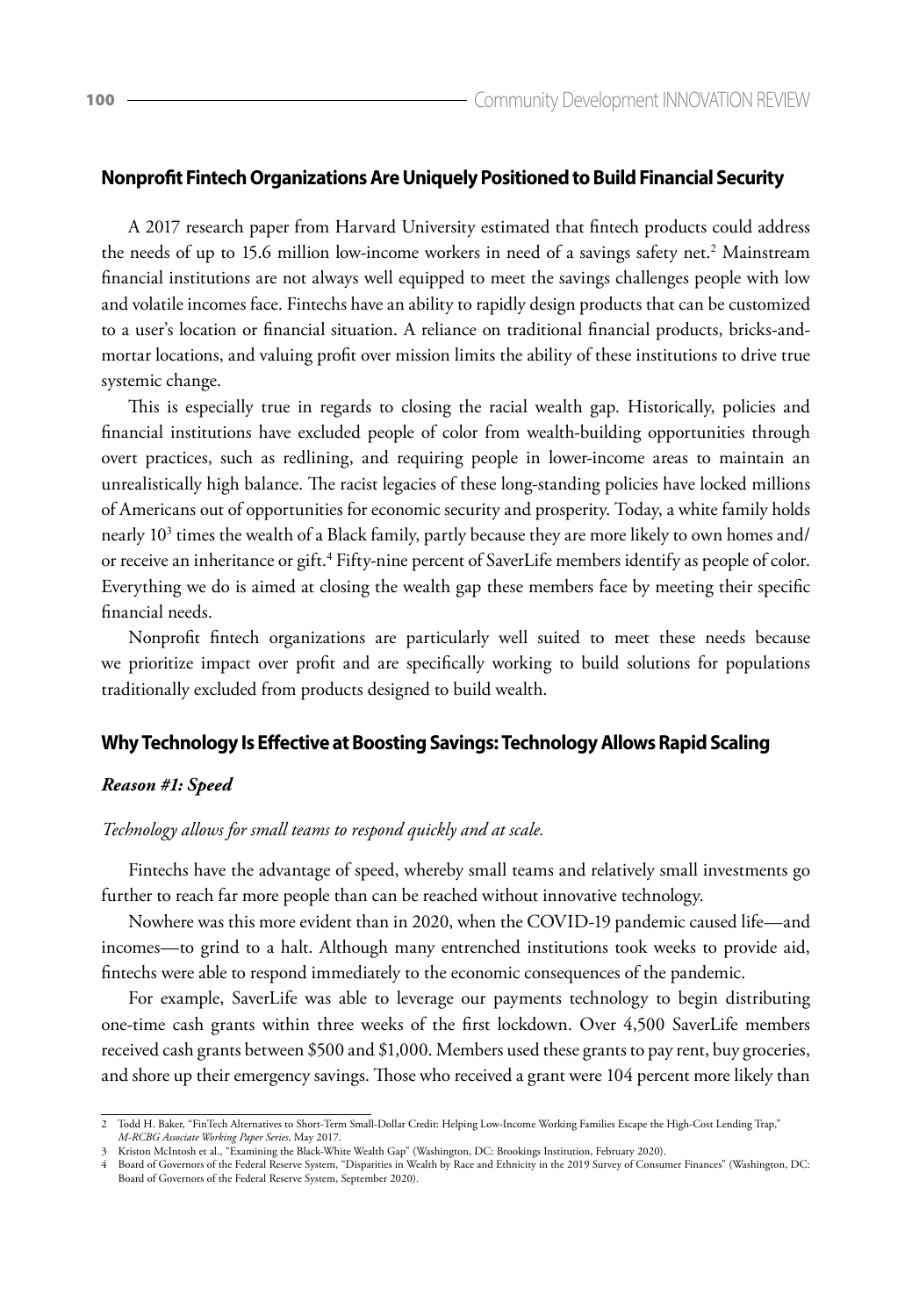## Nonprofit Fintech Organizations Are Uniquely Positioned to Build Financial Security

A 2017 research paper from Harvard University estimated that fintech products could address the needs of up to 15.6 million low-income workers in need of a savings safety net.[2] Mainstream financial institutions are not always well equipped to meet the savings challenges people with low and volatile incomes face. Fintechs have an ability to rapidly design products that can be customized to a user's location or financial situation. A reliance on traditional financial products, bricks-and-mortar locations, and valuing profit over mission limits the ability of these institutions to drive true systemic change.

This is especially true in regards to closing the racial wealth gap. Historically, policies and financial institutions have excluded people of color from wealth-building opportunities through overt practices, such as redlining, and requiring people in lower-income areas to maintain an unrealistically high balance. The racist legacies of these long-standing policies have locked millions of Americans out of opportunities for economic security and prosperity. Today, a white family holds nearly 10[3] times the wealth of a Black family, partly because they are more likely to own homes and/or receive an inheritance or gift.[4] Fifty-nine percent of SaverLife members identify as people of color. Everything we do is aimed at closing the wealth gap these members face by meeting their specific financial needs.

Nonprofit fintech organizations are particularly well suited to meet these needs because we prioritize impact over profit and are specifically working to build solutions for populations traditionally excluded from products designed to build wealth.

## Why Technology Is Effective at Boosting Savings: Technology Allows Rapid Scaling

### *Reason #1: Speed*

*Technology allows for small teams to respond quickly and at scale.*

Fintechs have the advantage of speed, whereby small teams and relatively small investments go further to reach far more people than can be reached without innovative technology.

Nowhere was this more evident than in 2020, when the COVID-19 pandemic caused life—and incomes—to grind to a halt. Although many entrenched institutions took weeks to provide aid, fintechs were able to respond immediately to the economic consequences of the pandemic.

For example, SaverLife was able to leverage our payments technology to begin distributing one-time cash grants within three weeks of the first lockdown. Over 4,500 SaverLife members received cash grants between $500 and $1,000. Members used these grants to pay rent, buy groceries, and shore up their emergency savings. Those who received a grant were 104 percent more likely than

---

2 Todd H. Baker, "FinTech Alternatives to Short-Term Small-Dollar Credit: Helping Low-Income Working Families Escape the High-Cost Lending Trap," *M-RCBG Associate Working Paper Series*, May 2017.

3 Kriston McIntosh et al., "Examining the Black-White Wealth Gap" (Washington, DC: Brookings Institution, February 2020).

4 Board of Governors of the Federal Reserve System, "Disparities in Wealth by Race and Ethnicity in the 2019 Survey of Consumer Finances" (Washington, DC: Board of Governors of the Federal Reserve System, September 2020).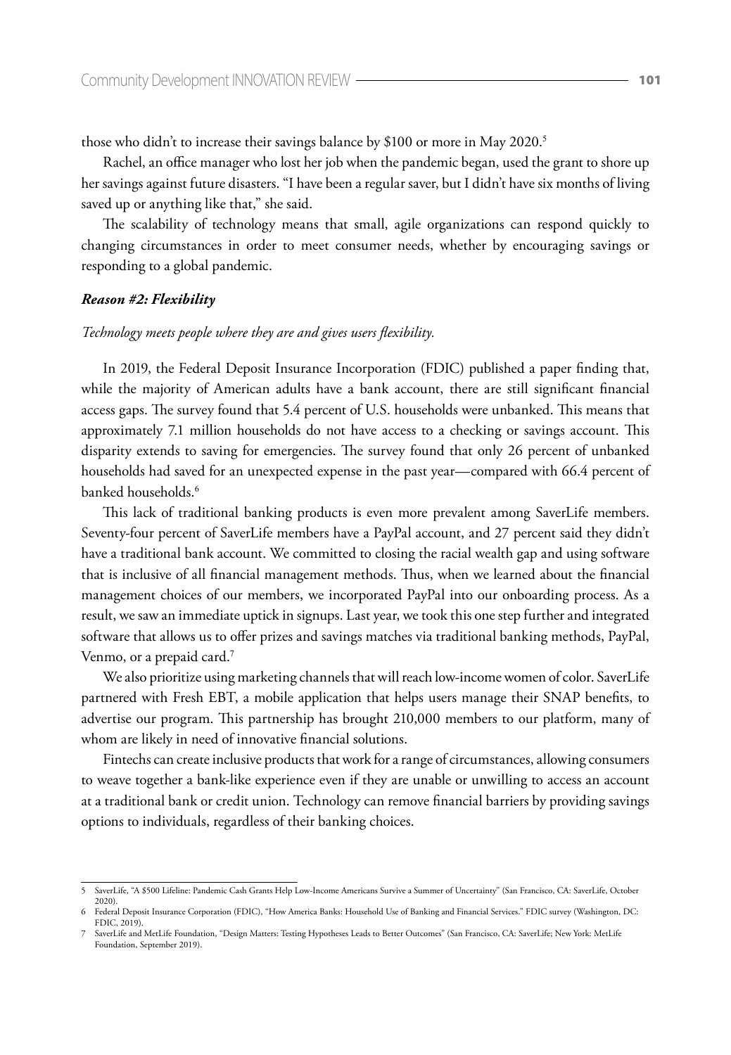those who didn't to increase their savings balance by $100 or more in May 2020.[5]

Rachel, an office manager who lost her job when the pandemic began, used the grant to shore up her savings against future disasters. "I have been a regular saver, but I didn't have six months of living saved up or anything like that," she said.

The scalability of technology means that small, agile organizations can respond quickly to changing circumstances in order to meet consumer needs, whether by encouraging savings or responding to a global pandemic.

### *Reason #2: Flexibility*

*Technology meets people where they are and gives users flexibility.*

In 2019, the Federal Deposit Insurance Incorporation (FDIC) published a paper finding that, while the majority of American adults have a bank account, there are still significant financial access gaps. The survey found that 5.4 percent of U.S. households were unbanked. This means that approximately 7.1 million households do not have access to a checking or savings account. This disparity extends to saving for emergencies. The survey found that only 26 percent of unbanked households had saved for an unexpected expense in the past year—compared with 66.4 percent of banked households.[6]

This lack of traditional banking products is even more prevalent among SaverLife members. Seventy-four percent of SaverLife members have a PayPal account, and 27 percent said they didn't have a traditional bank account. We committed to closing the racial wealth gap and using software that is inclusive of all financial management methods. Thus, when we learned about the financial management choices of our members, we incorporated PayPal into our onboarding process. As a result, we saw an immediate uptick in signups. Last year, we took this one step further and integrated software that allows us to offer prizes and savings matches via traditional banking methods, PayPal, Venmo, or a prepaid card.[7]

We also prioritize using marketing channels that will reach low-income women of color. SaverLife partnered with Fresh EBT, a mobile application that helps users manage their SNAP benefits, to advertise our program. This partnership has brought 210,000 members to our platform, many of whom are likely in need of innovative financial solutions.

Fintechs can create inclusive products that work for a range of circumstances, allowing consumers to weave together a bank-like experience even if they are unable or unwilling to access an account at a traditional bank or credit union. Technology can remove financial barriers by providing savings options to individuals, regardless of their banking choices.

---

5 SaverLife, "A $500 Lifeline: Pandemic Cash Grants Help Low-Income Americans Survive a Summer of Uncertainty" (San Francisco, CA: SaverLife, October 2020).

6 Federal Deposit Insurance Corporation (FDIC), "How America Banks: Household Use of Banking and Financial Services." FDIC survey (Washington, DC: FDIC, 2019).

7 SaverLife and MetLife Foundation, "Design Matters: Testing Hypotheses Leads to Better Outcomes" (San Francisco, CA: SaverLife; New York: MetLife Foundation, September 2019).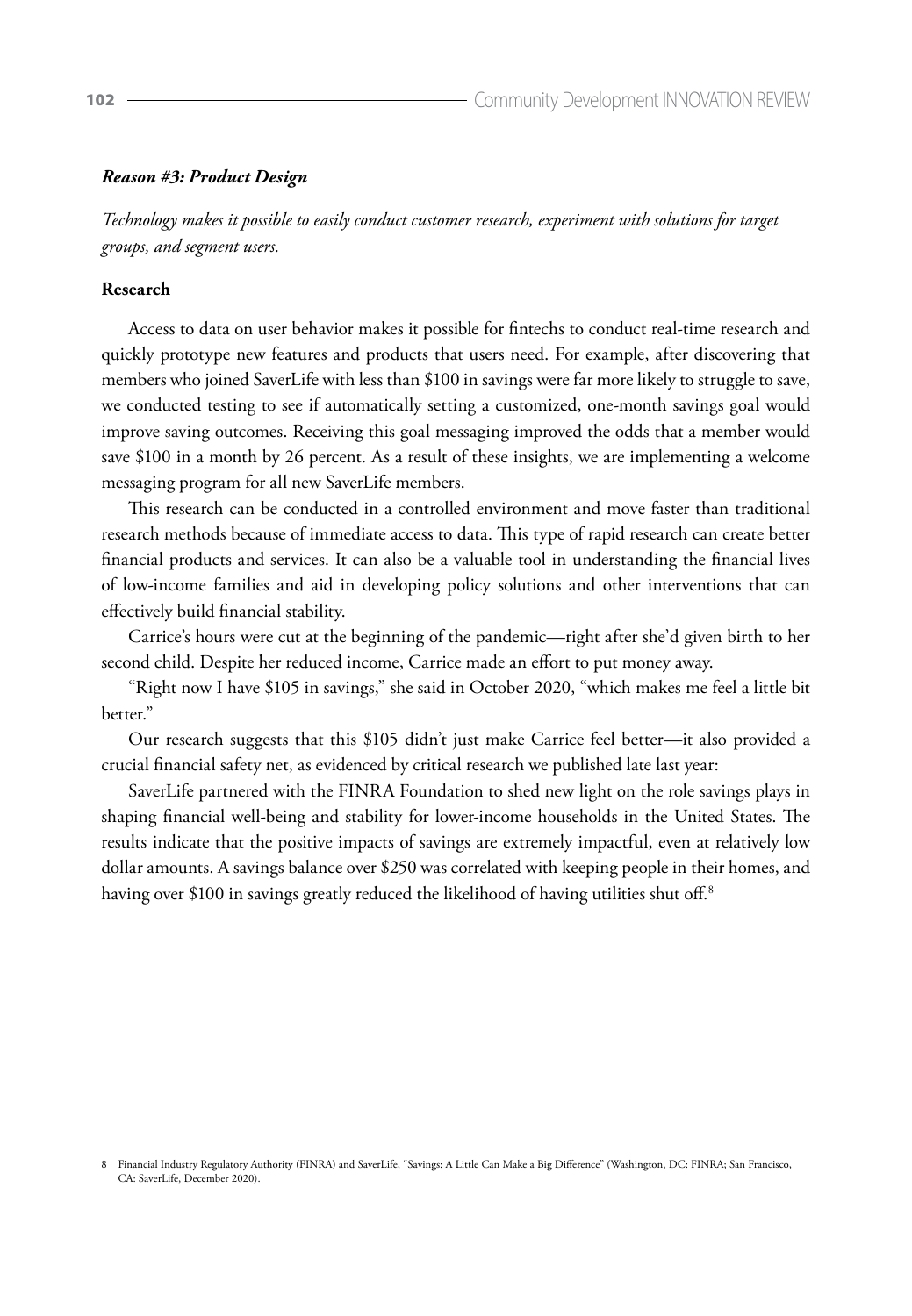### *Reason #3: Product Design*

*Technology makes it possible to easily conduct customer research, experiment with solutions for target groups, and segment users.*

**Research**

Access to data on user behavior makes it possible for fintechs to conduct real-time research and quickly prototype new features and products that users need. For example, after discovering that members who joined SaverLife with less than $100 in savings were far more likely to struggle to save, we conducted testing to see if automatically setting a customized, one-month savings goal would improve saving outcomes. Receiving this goal messaging improved the odds that a member would save $100 in a month by 26 percent. As a result of these insights, we are implementing a welcome messaging program for all new SaverLife members.

This research can be conducted in a controlled environment and move faster than traditional research methods because of immediate access to data. This type of rapid research can create better financial products and services. It can also be a valuable tool in understanding the financial lives of low-income families and aid in developing policy solutions and other interventions that can effectively build financial stability.

Carrice's hours were cut at the beginning of the pandemic—right after she'd given birth to her second child. Despite her reduced income, Carrice made an effort to put money away.

"Right now I have $105 in savings," she said in October 2020, "which makes me feel a little bit better."

Our research suggests that this $105 didn't just make Carrice feel better—it also provided a crucial financial safety net, as evidenced by critical research we published late last year:

SaverLife partnered with the FINRA Foundation to shed new light on the role savings plays in shaping financial well-being and stability for lower-income households in the United States. The results indicate that the positive impacts of savings are extremely impactful, even at relatively low dollar amounts. A savings balance over $250 was correlated with keeping people in their homes, and having over $100 in savings greatly reduced the likelihood of having utilities shut off.[8]

---

8 Financial Industry Regulatory Authority (FINRA) and SaverLife, "Savings: A Little Can Make a Big Difference" (Washington, DC: FINRA; San Francisco, CA: SaverLife, December 2020).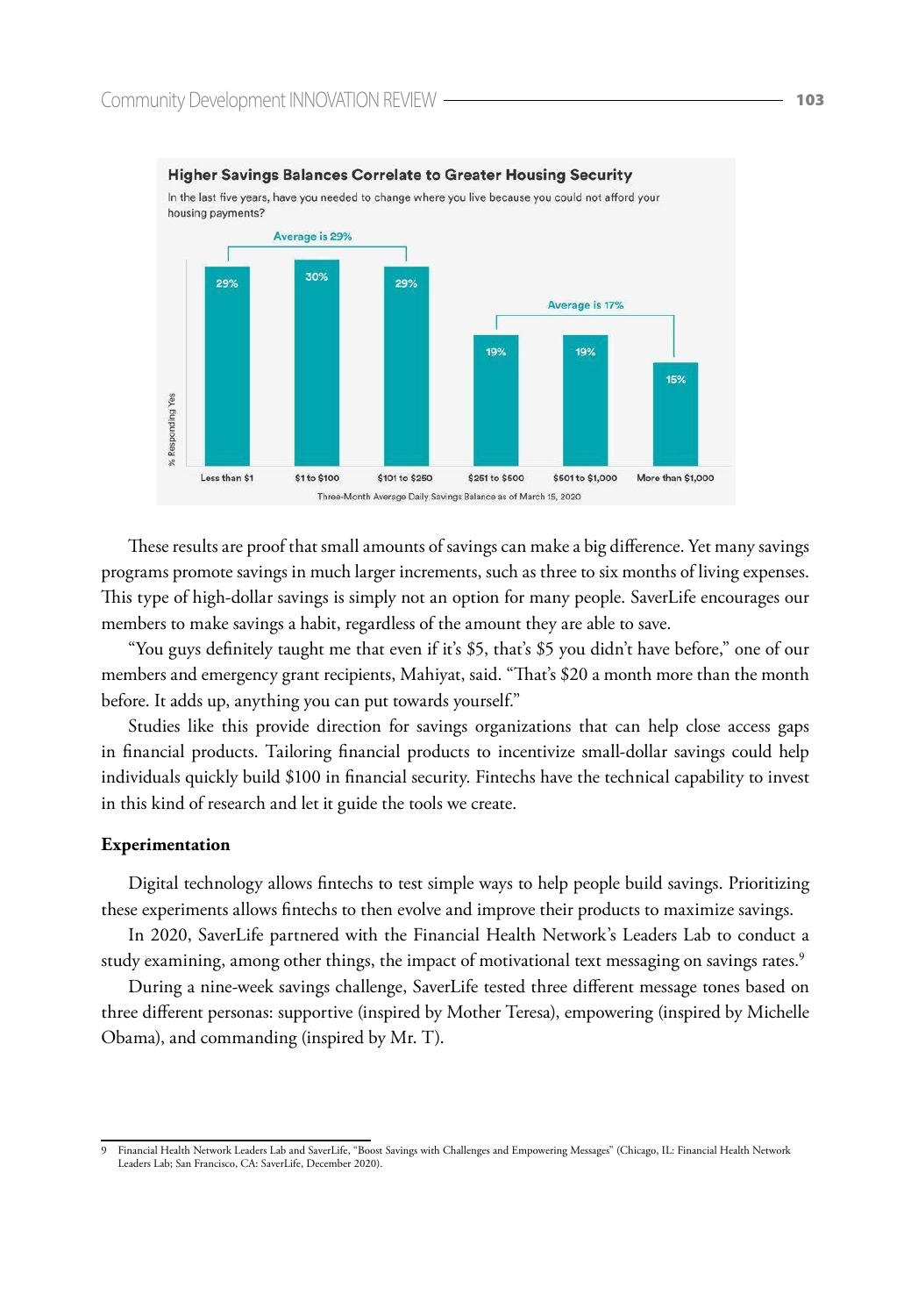**Higher Savings Balances Correlate to Greater Housing Security**

In the last five years, have you needed to change where you live because you could not afford your housing payments?

| Three-Month Average Daily Savings Balance as of March 15, 2020 | % Responding Yes |
|---|---|
| Less than $1 | 29% |
| $1 to $100 | 30% |
| $101 to $250 | 29% |
| $251 to $500 | 19% |
| $501 to $1,000 | 19% |
| More than $1,000 | 15% |

Average is 29% (Less than $1 to $101 to $250); Average is 17% ($251 to $500 to More than $1,000)

These results are proof that small amounts of savings can make a big difference. Yet many savings programs promote savings in much larger increments, such as three to six months of living expenses. This type of high-dollar savings is simply not an option for many people. SaverLife encourages our members to make savings a habit, regardless of the amount they are able to save.

"You guys definitely taught me that even if it's $5, that's $5 you didn't have before," one of our members and emergency grant recipients, Mahiyat, said. "That's $20 a month more than the month before. It adds up, anything you can put towards yourself."

Studies like this provide direction for savings organizations that can help close access gaps in financial products. Tailoring financial products to incentivize small-dollar savings could help individuals quickly build $100 in financial security. Fintechs have the technical capability to invest in this kind of research and let it guide the tools we create.

**Experimentation**

Digital technology allows fintechs to test simple ways to help people build savings. Prioritizing these experiments allows fintechs to then evolve and improve their products to maximize savings.

In 2020, SaverLife partnered with the Financial Health Network's Leaders Lab to conduct a study examining, among other things, the impact of motivational text messaging on savings rates.[9]

During a nine-week savings challenge, SaverLife tested three different message tones based on three different personas: supportive (inspired by Mother Teresa), empowering (inspired by Michelle Obama), and commanding (inspired by Mr. T).

9 Financial Health Network Leaders Lab and SaverLife, "Boost Savings with Challenges and Empowering Messages" (Chicago, IL: Financial Health Network Leaders Lab; San Francisco, CA: SaverLife, December 2020).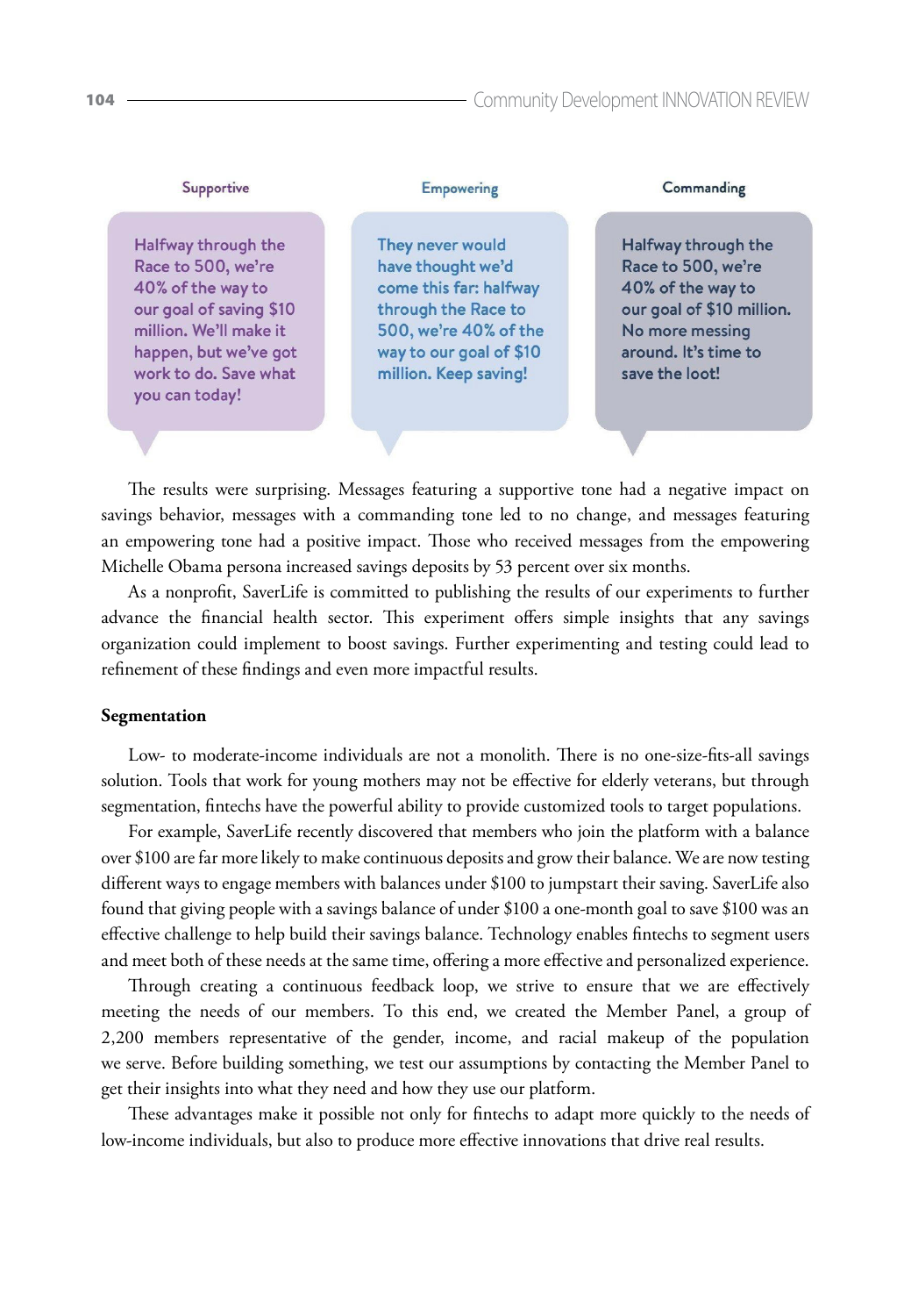| Supportive | Empowering | Commanding |
| --- | --- | --- |
| Halfway through the Race to 500, we're 40% of the way to our goal of saving $10 million. We'll make it happen, but we've got work to do. Save what you can today! | They never would have thought we'd come this far: halfway through the Race to 500, we're 40% of the way to our goal of $10 million. Keep saving! | Halfway through the Race to 500, we're 40% of the way to our goal of $10 million. No more messing around. It's time to save the loot! |

The results were surprising. Messages featuring a supportive tone had a negative impact on savings behavior, messages with a commanding tone led to no change, and messages featuring an empowering tone had a positive impact. Those who received messages from the empowering Michelle Obama persona increased savings deposits by 53 percent over six months.

As a nonprofit, SaverLife is committed to publishing the results of our experiments to further advance the financial health sector. This experiment offers simple insights that any savings organization could implement to boost savings. Further experimenting and testing could lead to refinement of these findings and even more impactful results.

**Segmentation**

Low- to moderate-income individuals are not a monolith. There is no one-size-fits-all savings solution. Tools that work for young mothers may not be effective for elderly veterans, but through segmentation, fintechs have the powerful ability to provide customized tools to target populations.

For example, SaverLife recently discovered that members who join the platform with a balance over $100 are far more likely to make continuous deposits and grow their balance. We are now testing different ways to engage members with balances under $100 to jumpstart their saving. SaverLife also found that giving people with a savings balance of under $100 a one-month goal to save $100 was an effective challenge to help build their savings balance. Technology enables fintechs to segment users and meet both of these needs at the same time, offering a more effective and personalized experience.

Through creating a continuous feedback loop, we strive to ensure that we are effectively meeting the needs of our members. To this end, we created the Member Panel, a group of 2,200 members representative of the gender, income, and racial makeup of the population we serve. Before building something, we test our assumptions by contacting the Member Panel to get their insights into what they need and how they use our platform.

These advantages make it possible not only for fintechs to adapt more quickly to the needs of low-income individuals, but also to produce more effective innovations that drive real results.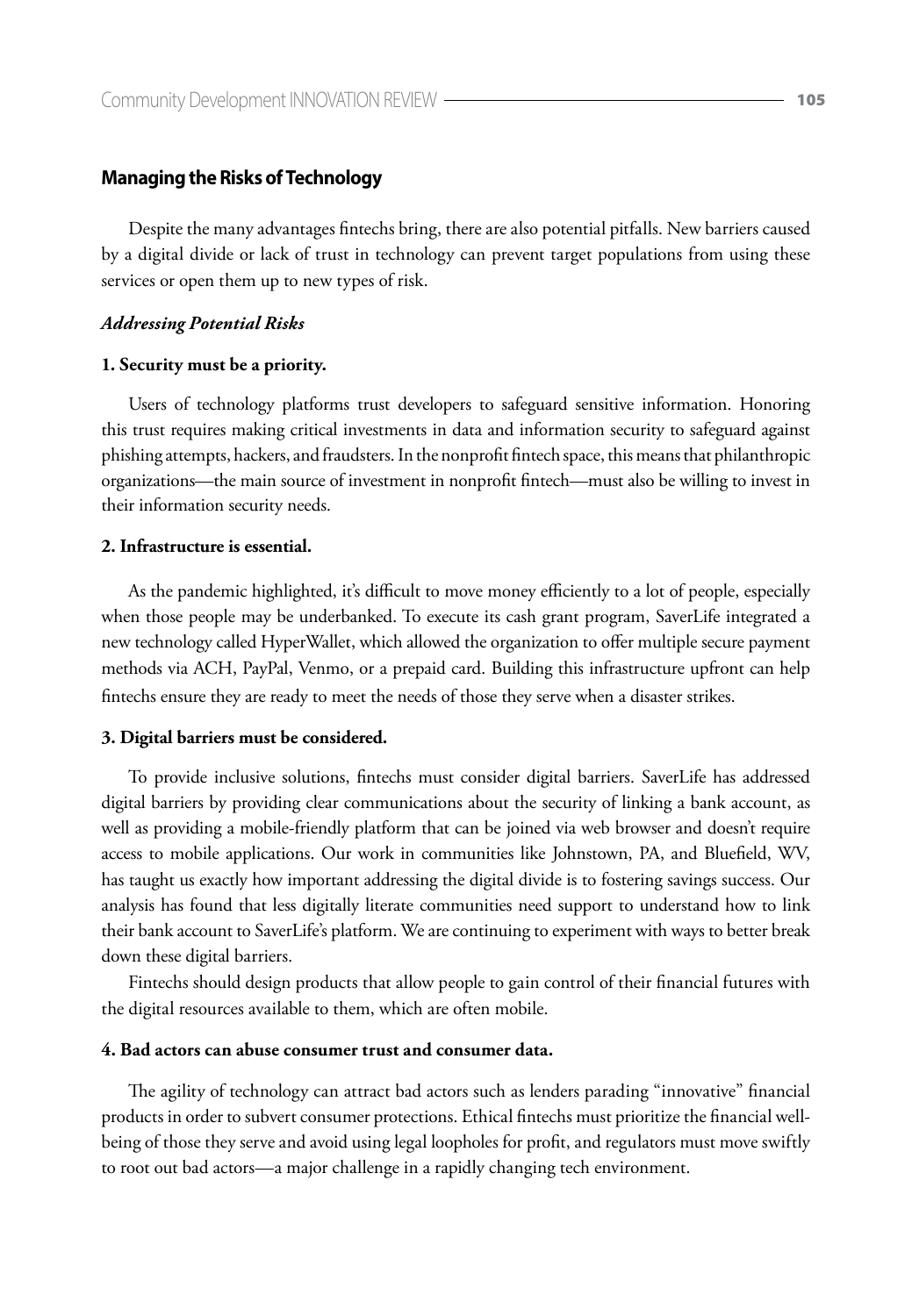## Managing the Risks of Technology

Despite the many advantages fintechs bring, there are also potential pitfalls. New barriers caused by a digital divide or lack of trust in technology can prevent target populations from using these services or open them up to new types of risk.

### *Addressing Potential Risks*

**1. Security must be a priority.**

Users of technology platforms trust developers to safeguard sensitive information. Honoring this trust requires making critical investments in data and information security to safeguard against phishing attempts, hackers, and fraudsters. In the nonprofit fintech space, this means that philanthropic organizations—the main source of investment in nonprofit fintech—must also be willing to invest in their information security needs.

**2. Infrastructure is essential.**

As the pandemic highlighted, it's difficult to move money efficiently to a lot of people, especially when those people may be underbanked. To execute its cash grant program, SaverLife integrated a new technology called HyperWallet, which allowed the organization to offer multiple secure payment methods via ACH, PayPal, Venmo, or a prepaid card. Building this infrastructure upfront can help fintechs ensure they are ready to meet the needs of those they serve when a disaster strikes.

**3. Digital barriers must be considered.**

To provide inclusive solutions, fintechs must consider digital barriers. SaverLife has addressed digital barriers by providing clear communications about the security of linking a bank account, as well as providing a mobile-friendly platform that can be joined via web browser and doesn't require access to mobile applications. Our work in communities like Johnstown, PA, and Bluefield, WV, has taught us exactly how important addressing the digital divide is to fostering savings success. Our analysis has found that less digitally literate communities need support to understand how to link their bank account to SaverLife's platform. We are continuing to experiment with ways to better break down these digital barriers.

Fintechs should design products that allow people to gain control of their financial futures with the digital resources available to them, which are often mobile.

**4. Bad actors can abuse consumer trust and consumer data.**

The agility of technology can attract bad actors such as lenders parading "innovative" financial products in order to subvert consumer protections. Ethical fintechs must prioritize the financial well-being of those they serve and avoid using legal loopholes for profit, and regulators must move swiftly to root out bad actors—a major challenge in a rapidly changing tech environment.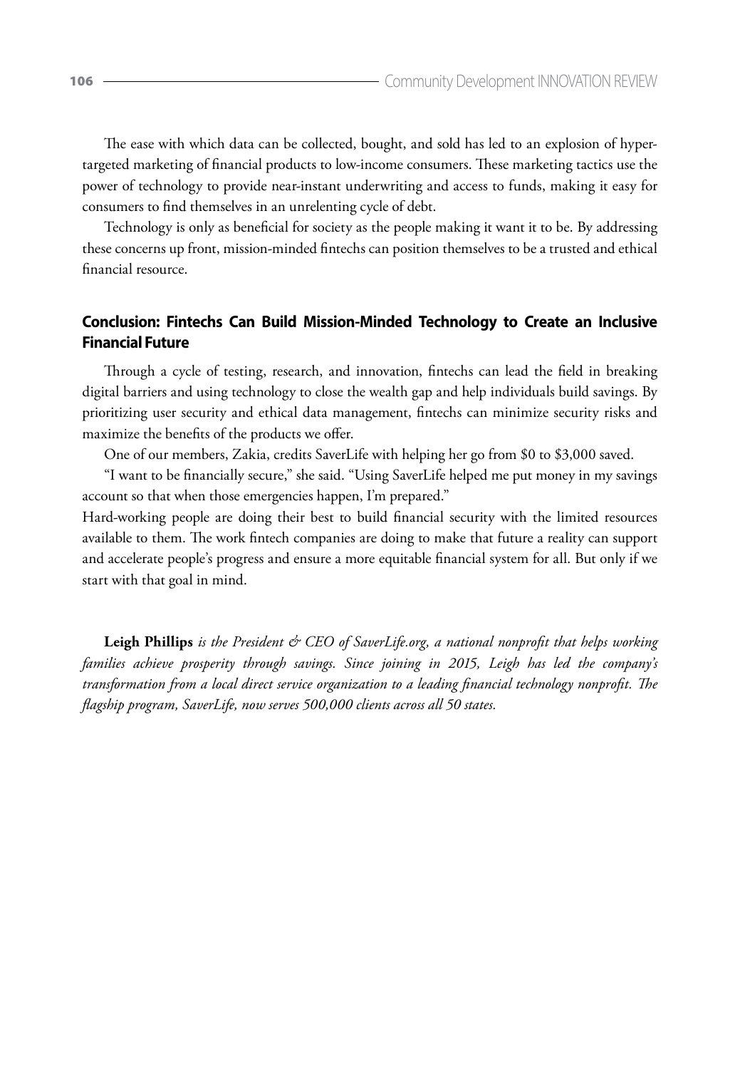The ease with which data can be collected, bought, and sold has led to an explosion of hyper-targeted marketing of financial products to low-income consumers. These marketing tactics use the power of technology to provide near-instant underwriting and access to funds, making it easy for consumers to find themselves in an unrelenting cycle of debt.

Technology is only as beneficial for society as the people making it want it to be. By addressing these concerns up front, mission-minded fintechs can position themselves to be a trusted and ethical financial resource.

## Conclusion: Fintechs Can Build Mission-Minded Technology to Create an Inclusive Financial Future

Through a cycle of testing, research, and innovation, fintechs can lead the field in breaking digital barriers and using technology to close the wealth gap and help individuals build savings. By prioritizing user security and ethical data management, fintechs can minimize security risks and maximize the benefits of the products we offer.

One of our members, Zakia, credits SaverLife with helping her go from $0 to $3,000 saved.

"I want to be financially secure," she said. "Using SaverLife helped me put money in my savings account so that when those emergencies happen, I'm prepared."

Hard-working people are doing their best to build financial security with the limited resources available to them. The work fintech companies are doing to make that future a reality can support and accelerate people's progress and ensure a more equitable financial system for all. But only if we start with that goal in mind.

**Leigh Phillips** *is the President & CEO of SaverLife.org, a national nonprofit that helps working families achieve prosperity through savings. Since joining in 2015, Leigh has led the company's transformation from a local direct service organization to a leading financial technology nonprofit. The flagship program, SaverLife, now serves 500,000 clients across all 50 states.*